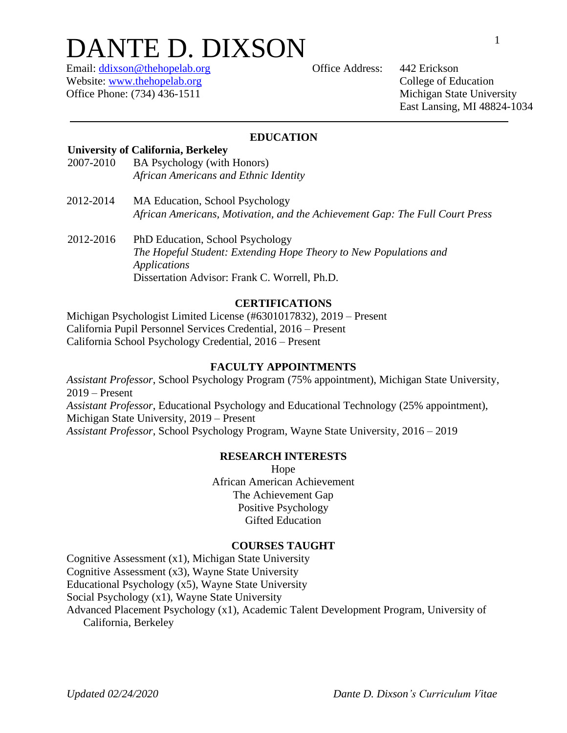# DANTE D. DIXSON

Email: ddixson@thehopelab.org
Website: www.thehopelab.org
Office Phone: (734) 436-1511

Office Address: 442 Erickson
College of Education
Michigan State University
East Lansing, MI 48824-1034

---

## EDUCATION

**University of California, Berkeley**

2007-2010 BA Psychology (with Honors)
*African Americans and Ethnic Identity*

2012-2014 MA Education, School Psychology
*African Americans, Motivation, and the Achievement Gap: The Full Court Press*

2012-2016 PhD Education, School Psychology
*The Hopeful Student: Extending Hope Theory to New Populations and Applications*
Dissertation Advisor: Frank C. Worrell, Ph.D.

## CERTIFICATIONS

Michigan Psychologist Limited License (#6301017832), 2019 – Present
California Pupil Personnel Services Credential, 2016 – Present
California School Psychology Credential, 2016 – Present

## FACULTY APPOINTMENTS

*Assistant Professor*, School Psychology Program (75% appointment), Michigan State University, 2019 – Present
*Assistant Professor*, Educational Psychology and Educational Technology (25% appointment), Michigan State University, 2019 – Present
*Assistant Professor*, School Psychology Program, Wayne State University, 2016 – 2019

## RESEARCH INTERESTS

Hope
African American Achievement
The Achievement Gap
Positive Psychology
Gifted Education

## COURSES TAUGHT

Cognitive Assessment (x1), Michigan State University
Cognitive Assessment (x3), Wayne State University
Educational Psychology (x5), Wayne State University
Social Psychology (x1), Wayne State University
Advanced Placement Psychology (x1), Academic Talent Development Program, University of California, Berkeley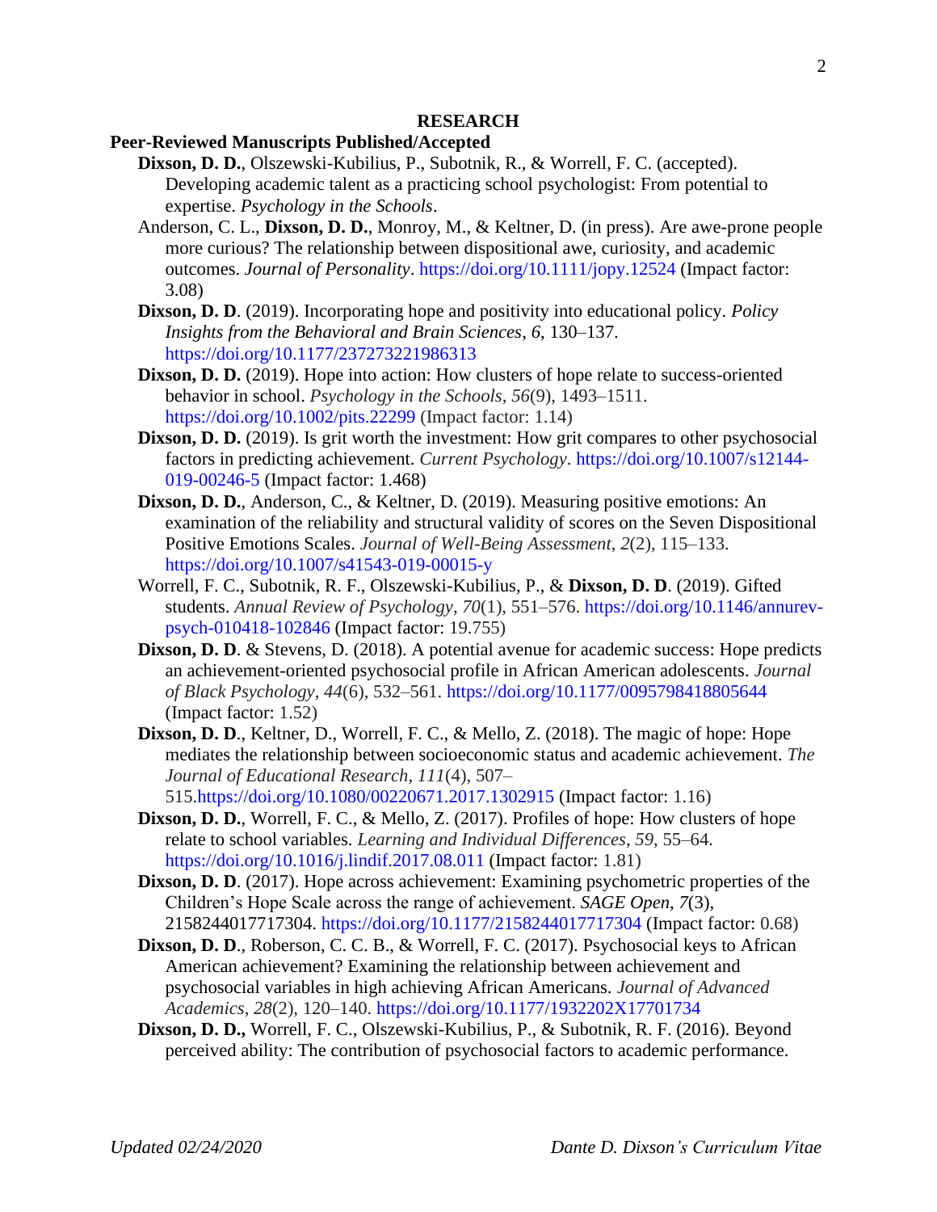## RESEARCH

### Peer-Reviewed Manuscripts Published/Accepted

**Dixson, D. D.**, Olszewski-Kubilius, P., Subotnik, R., & Worrell, F. C. (accepted). Developing academic talent as a practicing school psychologist: From potential to expertise. *Psychology in the Schools*.

Anderson, C. L., **Dixson, D. D.**, Monroy, M., & Keltner, D. (in press). Are awe-prone people more curious? The relationship between dispositional awe, curiosity, and academic outcomes. *Journal of Personality*. https://doi.org/10.1111/jopy.12524 (Impact factor: 3.08)

**Dixson, D. D**. (2019). Incorporating hope and positivity into educational policy. *Policy Insights from the Behavioral and Brain Sciences*, *6*, 130–137. https://doi.org/10.1177/237273221986313

**Dixson, D. D.** (2019). Hope into action: How clusters of hope relate to success-oriented behavior in school. *Psychology in the Schools*, *56*(9), 1493–1511. https://doi.org/10.1002/pits.22299 (Impact factor: 1.14)

**Dixson, D. D.** (2019). Is grit worth the investment: How grit compares to other psychosocial factors in predicting achievement. *Current Psychology*. https://doi.org/10.1007/s12144-019-00246-5 (Impact factor: 1.468)

**Dixson, D. D.**, Anderson, C., & Keltner, D. (2019). Measuring positive emotions: An examination of the reliability and structural validity of scores on the Seven Dispositional Positive Emotions Scales. *Journal of Well-Being Assessment*, *2*(2), 115–133. https://doi.org/10.1007/s41543-019-00015-y

Worrell, F. C., Subotnik, R. F., Olszewski-Kubilius, P., & **Dixson, D. D**. (2019). Gifted students. *Annual Review of Psychology*, *70*(1), 551–576. https://doi.org/10.1146/annurev-psych-010418-102846 (Impact factor: 19.755)

**Dixson, D. D**. & Stevens, D. (2018). A potential avenue for academic success: Hope predicts an achievement-oriented psychosocial profile in African American adolescents. *Journal of Black Psychology*, *44*(6), 532–561. https://doi.org/10.1177/0095798418805644 (Impact factor: 1.52)

**Dixson, D. D**., Keltner, D., Worrell, F. C., & Mello, Z. (2018). The magic of hope: Hope mediates the relationship between socioeconomic status and academic achievement. *The Journal of Educational Research*, *111*(4), 507–515.https://doi.org/10.1080/00220671.2017.1302915 (Impact factor: 1.16)

**Dixson, D. D.**, Worrell, F. C., & Mello, Z. (2017). Profiles of hope: How clusters of hope relate to school variables. *Learning and Individual Differences*, *59*, 55–64. https://doi.org/10.1016/j.lindif.2017.08.011 (Impact factor: 1.81)

**Dixson, D. D**. (2017). Hope across achievement: Examining psychometric properties of the Children's Hope Scale across the range of achievement. *SAGE Open*, *7*(3), 2158244017717304. https://doi.org/10.1177/2158244017717304 (Impact factor: 0.68)

**Dixson, D. D**., Roberson, C. C. B., & Worrell, F. C. (2017). Psychosocial keys to African American achievement? Examining the relationship between achievement and psychosocial variables in high achieving African Americans. *Journal of Advanced Academics*, *28*(2), 120–140. https://doi.org/10.1177/1932202X17701734

**Dixson, D. D.,** Worrell, F. C., Olszewski-Kubilius, P., & Subotnik, R. F. (2016). Beyond perceived ability: The contribution of psychosocial factors to academic performance.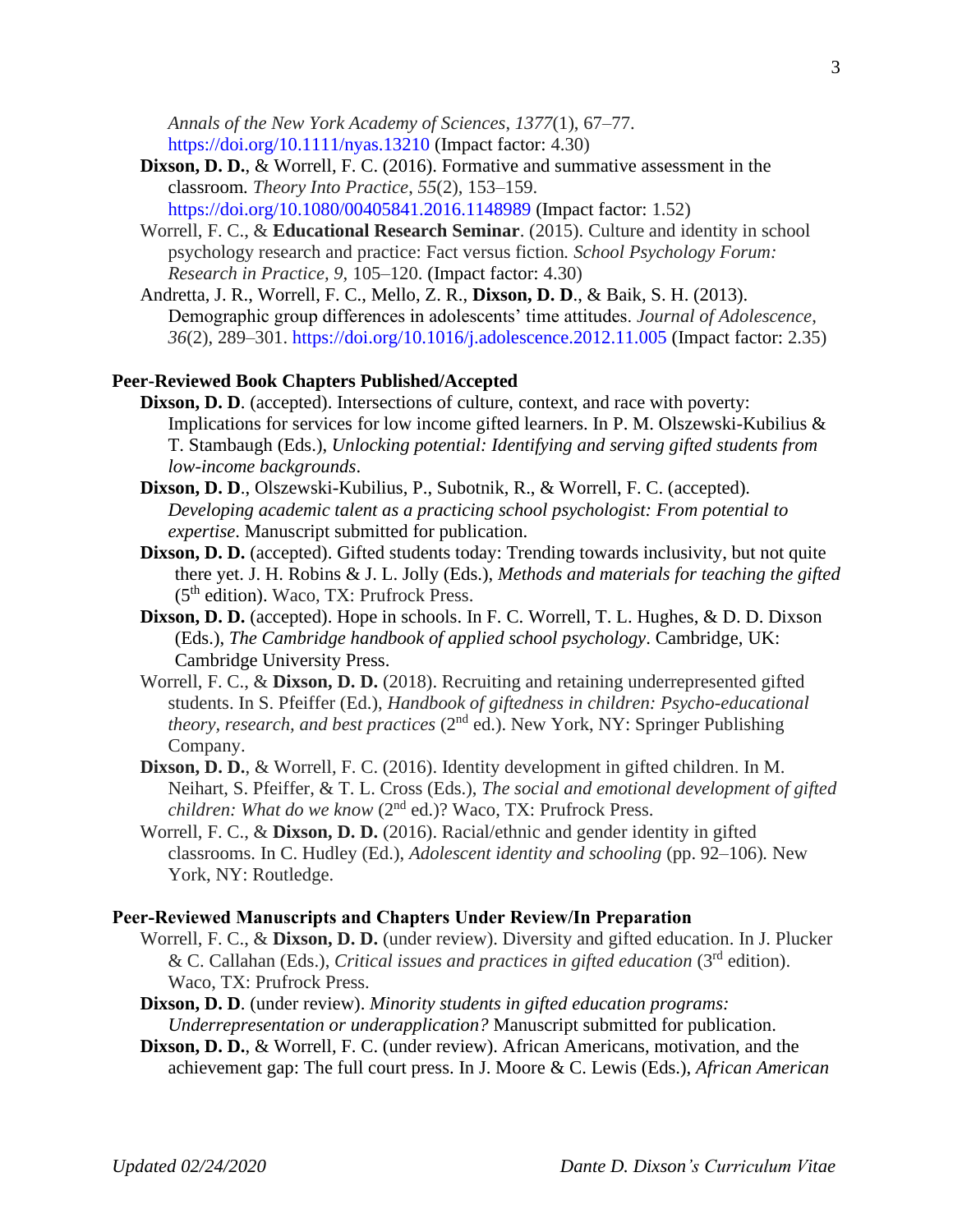*Annals of the New York Academy of Sciences*, *1377*(1), 67–77. https://doi.org/10.1111/nyas.13210 (Impact factor: 4.30)

**Dixson, D. D.**, & Worrell, F. C. (2016). Formative and summative assessment in the classroom. *Theory Into Practice*, *55*(2), 153–159. https://doi.org/10.1080/00405841.2016.1148989 (Impact factor: 1.52)

Worrell, F. C., & **Educational Research Seminar**. (2015). Culture and identity in school psychology research and practice: Fact versus fiction. *School Psychology Forum: Research in Practice*, *9*, 105–120. (Impact factor: 4.30)

Andretta, J. R., Worrell, F. C., Mello, Z. R., **Dixson, D. D**., & Baik, S. H. (2013). Demographic group differences in adolescents' time attitudes. *Journal of Adolescence*, *36*(2), 289–301. https://doi.org/10.1016/j.adolescence.2012.11.005 (Impact factor: 2.35)

### Peer-Reviewed Book Chapters Published/Accepted

**Dixson, D. D**. (accepted). Intersections of culture, context, and race with poverty: Implications for services for low income gifted learners. In P. M. Olszewski-Kubilius & T. Stambaugh (Eds.), *Unlocking potential: Identifying and serving gifted students from low-income backgrounds*.

**Dixson, D. D**., Olszewski-Kubilius, P., Subotnik, R., & Worrell, F. C. (accepted). *Developing academic talent as a practicing school psychologist: From potential to expertise*. Manuscript submitted for publication.

**Dixson, D. D.** (accepted). Gifted students today: Trending towards inclusivity, but not quite there yet. J. H. Robins & J. L. Jolly (Eds.), *Methods and materials for teaching the gifted* (5th edition). Waco, TX: Prufrock Press.

**Dixson, D. D.** (accepted). Hope in schools. In F. C. Worrell, T. L. Hughes, & D. D. Dixson (Eds.), *The Cambridge handbook of applied school psychology*. Cambridge, UK: Cambridge University Press.

Worrell, F. C., & **Dixson, D. D.** (2018). Recruiting and retaining underrepresented gifted students. In S. Pfeiffer (Ed.), *Handbook of giftedness in children: Psycho-educational theory, research, and best practices* (2nd ed.). New York, NY: Springer Publishing Company.

**Dixson, D. D.**, & Worrell, F. C. (2016). Identity development in gifted children. In M. Neihart, S. Pfeiffer, & T. L. Cross (Eds.), *The social and emotional development of gifted children: What do we know* (2nd ed.)? Waco, TX: Prufrock Press.

Worrell, F. C., & **Dixson, D. D.** (2016). Racial/ethnic and gender identity in gifted classrooms. In C. Hudley (Ed.), *Adolescent identity and schooling* (pp. 92–106). New York, NY: Routledge.

### Peer-Reviewed Manuscripts and Chapters Under Review/In Preparation

Worrell, F. C., & **Dixson, D. D.** (under review). Diversity and gifted education. In J. Plucker & C. Callahan (Eds.), *Critical issues and practices in gifted education* (3rd edition). Waco, TX: Prufrock Press.

**Dixson, D. D**. (under review). *Minority students in gifted education programs: Underrepresentation or underapplication?* Manuscript submitted for publication.

**Dixson, D. D.**, & Worrell, F. C. (under review). African Americans, motivation, and the achievement gap: The full court press. In J. Moore & C. Lewis (Eds.), *African American*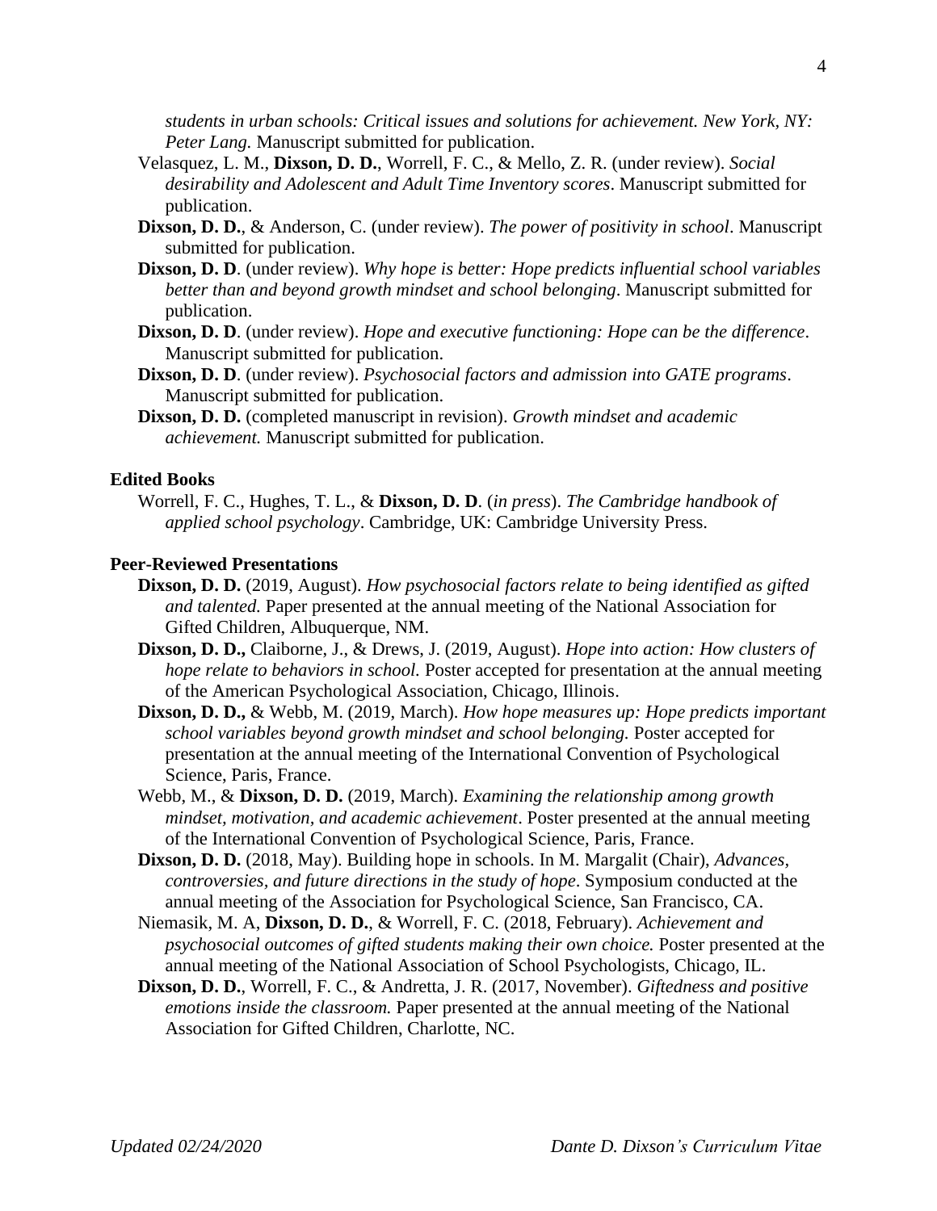*students in urban schools: Critical issues and solutions for achievement. New York, NY: Peter Lang.* Manuscript submitted for publication.

Velasquez, L. M., **Dixson, D. D.**, Worrell, F. C., & Mello, Z. R. (under review). *Social desirability and Adolescent and Adult Time Inventory scores*. Manuscript submitted for publication.

**Dixson, D. D.**, & Anderson, C. (under review). *The power of positivity in school*. Manuscript submitted for publication.

**Dixson, D. D**. (under review). *Why hope is better: Hope predicts influential school variables better than and beyond growth mindset and school belonging*. Manuscript submitted for publication.

**Dixson, D. D**. (under review). *Hope and executive functioning: Hope can be the difference*. Manuscript submitted for publication.

**Dixson, D. D**. (under review). *Psychosocial factors and admission into GATE programs*. Manuscript submitted for publication.

**Dixson, D. D.** (completed manuscript in revision). *Growth mindset and academic achievement.* Manuscript submitted for publication.

**Edited Books**

Worrell, F. C., Hughes, T. L., & **Dixson, D. D**. (*in press*). *The Cambridge handbook of applied school psychology*. Cambridge, UK: Cambridge University Press.

**Peer-Reviewed Presentations**

**Dixson, D. D.** (2019, August). *How psychosocial factors relate to being identified as gifted and talented.* Paper presented at the annual meeting of the National Association for Gifted Children, Albuquerque, NM.

**Dixson, D. D.,** Claiborne, J., & Drews, J. (2019, August). *Hope into action: How clusters of hope relate to behaviors in school.* Poster accepted for presentation at the annual meeting of the American Psychological Association, Chicago, Illinois.

**Dixson, D. D.,** & Webb, M. (2019, March). *How hope measures up: Hope predicts important school variables beyond growth mindset and school belonging.* Poster accepted for presentation at the annual meeting of the International Convention of Psychological Science, Paris, France.

Webb, M., & **Dixson, D. D.** (2019, March). *Examining the relationship among growth mindset, motivation, and academic achievement*. Poster presented at the annual meeting of the International Convention of Psychological Science, Paris, France.

**Dixson, D. D.** (2018, May). Building hope in schools. In M. Margalit (Chair), *Advances, controversies, and future directions in the study of hope*. Symposium conducted at the annual meeting of the Association for Psychological Science, San Francisco, CA.

Niemasik, M. A, **Dixson, D. D.**, & Worrell, F. C. (2018, February). *Achievement and psychosocial outcomes of gifted students making their own choice.* Poster presented at the annual meeting of the National Association of School Psychologists, Chicago, IL.

**Dixson, D. D.**, Worrell, F. C., & Andretta, J. R. (2017, November). *Giftedness and positive emotions inside the classroom.* Paper presented at the annual meeting of the National Association for Gifted Children, Charlotte, NC.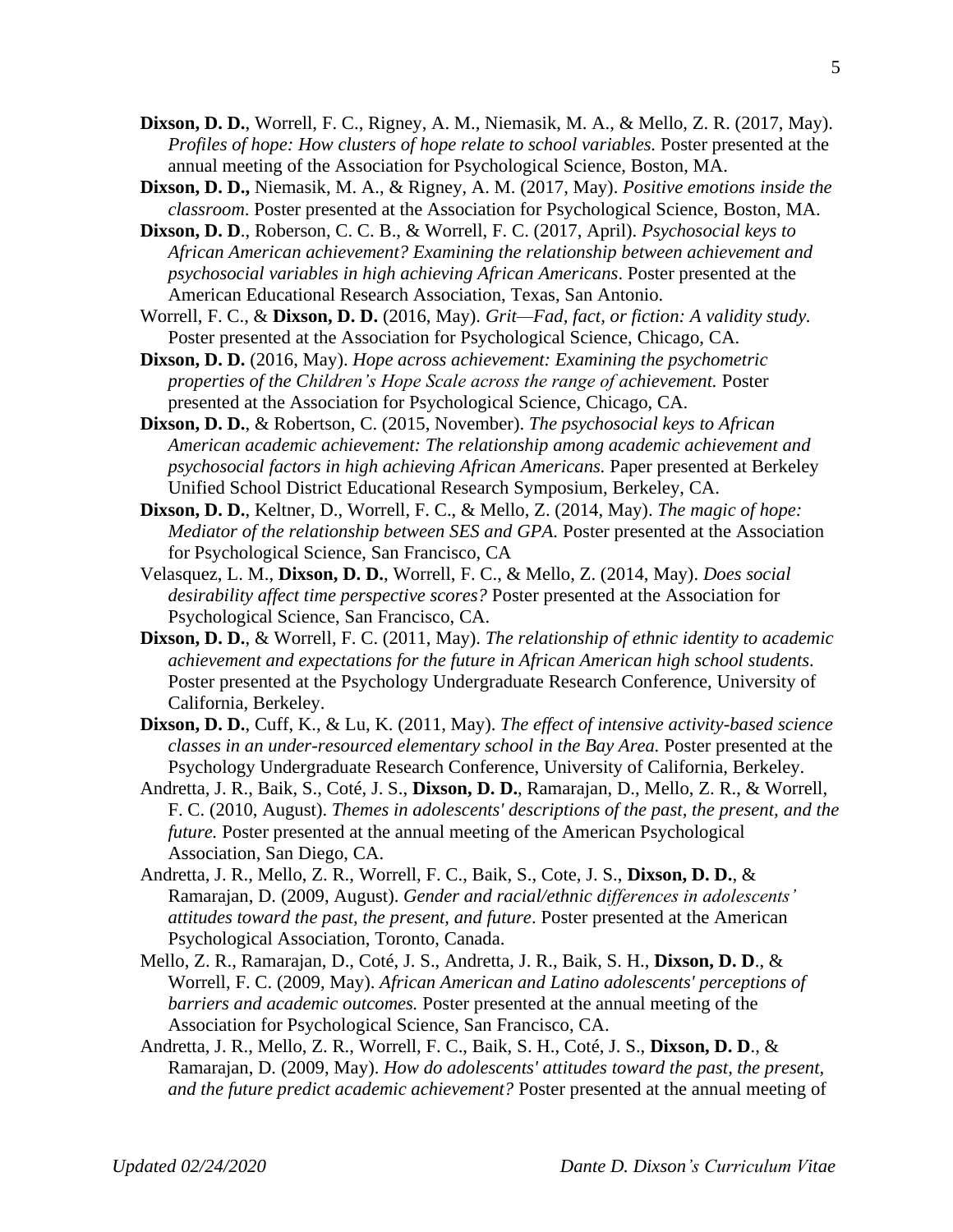**Dixson, D. D.**, Worrell, F. C., Rigney, A. M., Niemasik, M. A., & Mello, Z. R. (2017, May). *Profiles of hope: How clusters of hope relate to school variables.* Poster presented at the annual meeting of the Association for Psychological Science, Boston, MA.

**Dixson, D. D.,** Niemasik, M. A., & Rigney, A. M. (2017, May). *Positive emotions inside the classroom*. Poster presented at the Association for Psychological Science, Boston, MA.

**Dixson, D. D**., Roberson, C. C. B., & Worrell, F. C. (2017, April). *Psychosocial keys to African American achievement? Examining the relationship between achievement and psychosocial variables in high achieving African Americans*. Poster presented at the American Educational Research Association, Texas, San Antonio.

Worrell, F. C., & **Dixson, D. D.** (2016, May). *Grit—Fad, fact, or fiction: A validity study.* Poster presented at the Association for Psychological Science, Chicago, CA.

**Dixson, D. D.** (2016, May). *Hope across achievement: Examining the psychometric properties of the Children's Hope Scale across the range of achievement.* Poster presented at the Association for Psychological Science, Chicago, CA.

**Dixson, D. D.**, & Robertson, C. (2015, November). *The psychosocial keys to African American academic achievement: The relationship among academic achievement and psychosocial factors in high achieving African Americans.* Paper presented at Berkeley Unified School District Educational Research Symposium, Berkeley, CA.

**Dixson, D. D.**, Keltner, D., Worrell, F. C., & Mello, Z. (2014, May). *The magic of hope: Mediator of the relationship between SES and GPA.* Poster presented at the Association for Psychological Science, San Francisco, CA

Velasquez, L. M., **Dixson, D. D.**, Worrell, F. C., & Mello, Z. (2014, May). *Does social desirability affect time perspective scores?* Poster presented at the Association for Psychological Science, San Francisco, CA.

**Dixson, D. D.**, & Worrell, F. C. (2011, May). *The relationship of ethnic identity to academic achievement and expectations for the future in African American high school students.* Poster presented at the Psychology Undergraduate Research Conference, University of California, Berkeley.

**Dixson, D. D.**, Cuff, K., & Lu, K. (2011, May). *The effect of intensive activity-based science classes in an under-resourced elementary school in the Bay Area.* Poster presented at the Psychology Undergraduate Research Conference, University of California, Berkeley.

Andretta, J. R., Baik, S., Coté, J. S., **Dixson, D. D.**, Ramarajan, D., Mello, Z. R., & Worrell, F. C. (2010, August). *Themes in adolescents' descriptions of the past, the present, and the future.* Poster presented at the annual meeting of the American Psychological Association, San Diego, CA.

Andretta, J. R., Mello, Z. R., Worrell, F. C., Baik, S., Cote, J. S., **Dixson, D. D.**, & Ramarajan, D. (2009, August). *Gender and racial/ethnic differences in adolescents' attitudes toward the past, the present, and future*. Poster presented at the American Psychological Association, Toronto, Canada.

Mello, Z. R., Ramarajan, D., Coté, J. S., Andretta, J. R., Baik, S. H., **Dixson, D. D**., & Worrell, F. C. (2009, May). *African American and Latino adolescents' perceptions of barriers and academic outcomes.* Poster presented at the annual meeting of the Association for Psychological Science, San Francisco, CA.

Andretta, J. R., Mello, Z. R., Worrell, F. C., Baik, S. H., Coté, J. S., **Dixson, D. D**., & Ramarajan, D. (2009, May). *How do adolescents' attitudes toward the past, the present, and the future predict academic achievement?* Poster presented at the annual meeting of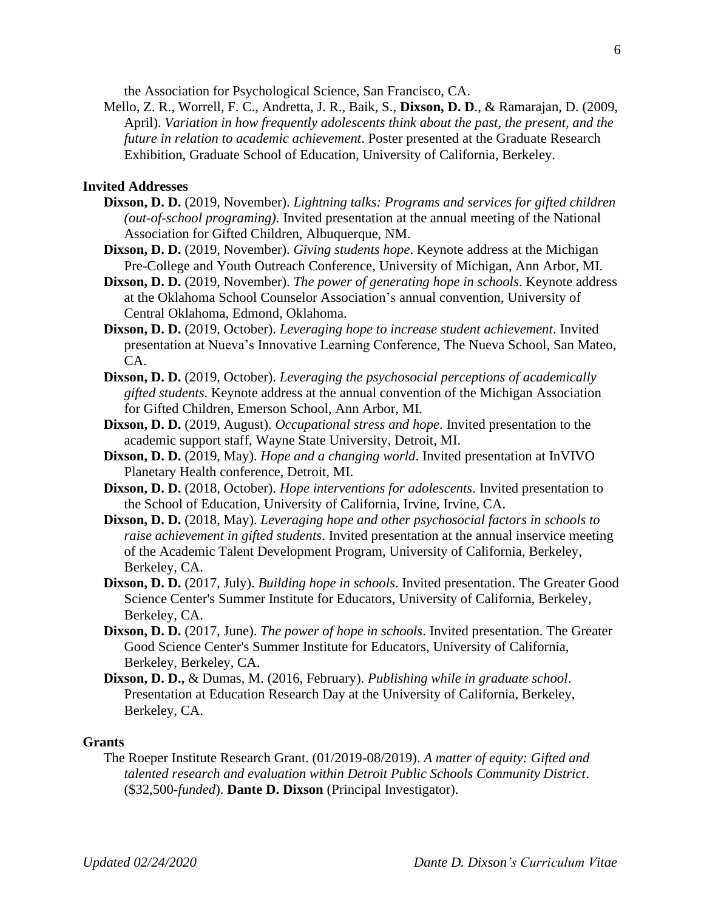the Association for Psychological Science, San Francisco, CA.

Mello, Z. R., Worrell, F. C., Andretta, J. R., Baik, S., **Dixson, D. D**., & Ramarajan, D. (2009, April). *Variation in how frequently adolescents think about the past, the present, and the future in relation to academic achievement*. Poster presented at the Graduate Research Exhibition, Graduate School of Education, University of California, Berkeley.

### Invited Addresses

**Dixson, D. D.** (2019, November). *Lightning talks: Programs and services for gifted children (out-of-school programing).* Invited presentation at the annual meeting of the National Association for Gifted Children, Albuquerque, NM.

**Dixson, D. D.** (2019, November). *Giving students hope*. Keynote address at the Michigan Pre-College and Youth Outreach Conference, University of Michigan, Ann Arbor, MI.

**Dixson, D. D.** (2019, November). *The power of generating hope in schools*. Keynote address at the Oklahoma School Counselor Association's annual convention, University of Central Oklahoma, Edmond, Oklahoma.

**Dixson, D. D.** (2019, October). *Leveraging hope to increase student achievement*. Invited presentation at Nueva's Innovative Learning Conference, The Nueva School, San Mateo, CA.

**Dixson, D. D.** (2019, October). *Leveraging the psychosocial perceptions of academically gifted students*. Keynote address at the annual convention of the Michigan Association for Gifted Children, Emerson School, Ann Arbor, MI.

**Dixson, D. D.** (2019, August). *Occupational stress and hope*. Invited presentation to the academic support staff, Wayne State University, Detroit, MI.

**Dixson, D. D.** (2019, May). *Hope and a changing world*. Invited presentation at InVIVO Planetary Health conference, Detroit, MI.

**Dixson, D. D.** (2018, October). *Hope interventions for adolescents*. Invited presentation to the School of Education, University of California, Irvine, Irvine, CA.

**Dixson, D. D.** (2018, May). *Leveraging hope and other psychosocial factors in schools to raise achievement in gifted students*. Invited presentation at the annual inservice meeting of the Academic Talent Development Program, University of California, Berkeley, Berkeley, CA.

**Dixson, D. D.** (2017, July). *Building hope in schools*. Invited presentation. The Greater Good Science Center's Summer Institute for Educators, University of California, Berkeley, Berkeley, CA.

**Dixson, D. D.** (2017, June). *The power of hope in schools*. Invited presentation. The Greater Good Science Center's Summer Institute for Educators, University of California, Berkeley, Berkeley, CA.

**Dixson, D. D.,** & Dumas, M. (2016, February). *Publishing while in graduate school*. Presentation at Education Research Day at the University of California, Berkeley, Berkeley, CA.

### Grants

The Roeper Institute Research Grant. (01/2019-08/2019). *A matter of equity: Gifted and talented research and evaluation within Detroit Public Schools Community District*. ($32,500-*funded*). **Dante D. Dixson** (Principal Investigator).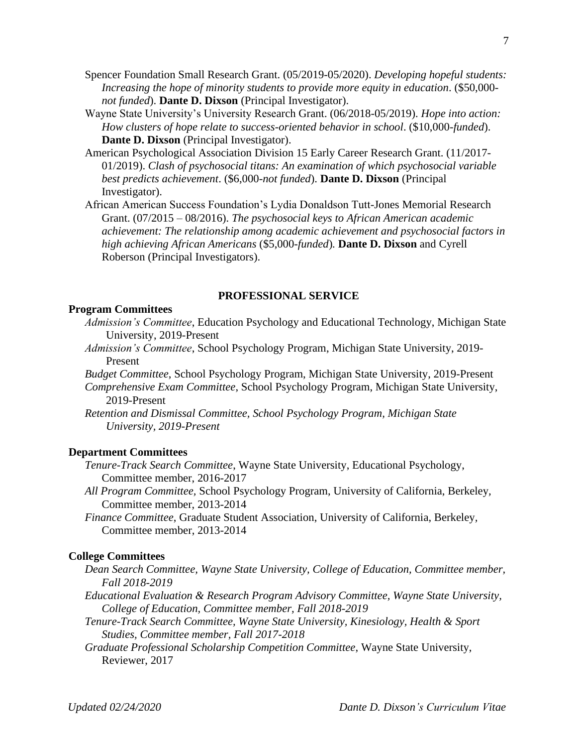Spencer Foundation Small Research Grant. (05/2019-05/2020). *Developing hopeful students: Increasing the hope of minority students to provide more equity in education*. ($50,000-*not funded*). **Dante D. Dixson** (Principal Investigator).

Wayne State University's University Research Grant. (06/2018-05/2019). *Hope into action: How clusters of hope relate to success-oriented behavior in school*. ($10,000-*funded*). **Dante D. Dixson** (Principal Investigator).

American Psychological Association Division 15 Early Career Research Grant. (11/2017-01/2019). *Clash of psychosocial titans: An examination of which psychosocial variable best predicts achievement*. ($6,000-*not funded*). **Dante D. Dixson** (Principal Investigator).

African American Success Foundation's Lydia Donaldson Tutt-Jones Memorial Research Grant. (07/2015 – 08/2016). *The psychosocial keys to African American academic achievement: The relationship among academic achievement and psychosocial factors in high achieving African Americans* ($5,000-*funded*). **Dante D. Dixson** and Cyrell Roberson (Principal Investigators).

## PROFESSIONAL SERVICE

### Program Committees

*Admission's Committee*, Education Psychology and Educational Technology, Michigan State University, 2019-Present

*Admission's Committee*, School Psychology Program, Michigan State University, 2019-Present

*Budget Committee*, School Psychology Program, Michigan State University, 2019-Present

*Comprehensive Exam Committee*, School Psychology Program, Michigan State University, 2019-Present

*Retention and Dismissal Committee, School Psychology Program, Michigan State University, 2019-Present*

### Department Committees

*Tenure-Track Search Committee*, Wayne State University, Educational Psychology, Committee member, 2016-2017

*All Program Committee,* School Psychology Program, University of California, Berkeley, Committee member, 2013-2014

*Finance Committee*, Graduate Student Association, University of California, Berkeley, Committee member, 2013-2014

### College Committees

*Dean Search Committee, Wayne State University, College of Education, Committee member, Fall 2018-2019*

*Educational Evaluation & Research Program Advisory Committee, Wayne State University, College of Education, Committee member, Fall 2018-2019*

*Tenure-Track Search Committee, Wayne State University, Kinesiology, Health & Sport Studies, Committee member, Fall 2017-2018*

*Graduate Professional Scholarship Competition Committee*, Wayne State University, Reviewer, 2017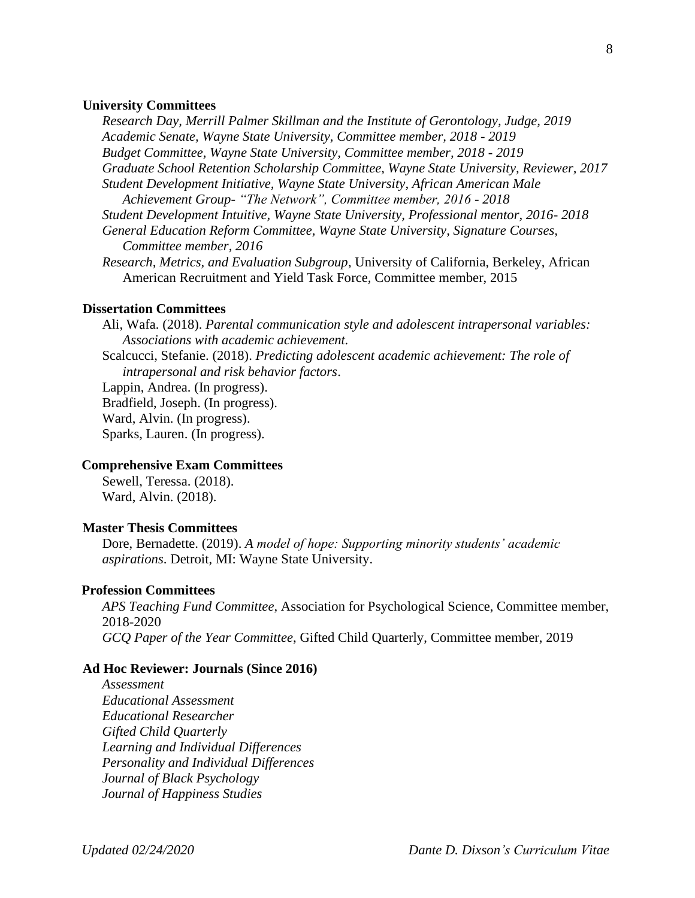**University Committees**

*Research Day, Merrill Palmer Skillman and the Institute of Gerontology, Judge, 2019*
*Academic Senate, Wayne State University, Committee member, 2018 - 2019*
*Budget Committee, Wayne State University, Committee member, 2018 - 2019*
*Graduate School Retention Scholarship Committee, Wayne State University, Reviewer, 2017*
*Student Development Initiative, Wayne State University, African American Male Achievement Group- "The Network", Committee member, 2016 - 2018*
*Student Development Intuitive, Wayne State University, Professional mentor, 2016- 2018*
*General Education Reform Committee, Wayne State University, Signature Courses, Committee member, 2016*
*Research, Metrics, and Evaluation Subgroup*, University of California, Berkeley, African American Recruitment and Yield Task Force, Committee member, 2015

**Dissertation Committees**

Ali, Wafa. (2018). *Parental communication style and adolescent intrapersonal variables: Associations with academic achievement.*
Scalcucci, Stefanie. (2018). *Predicting adolescent academic achievement: The role of intrapersonal and risk behavior factors*.
Lappin, Andrea. (In progress).
Bradfield, Joseph. (In progress).
Ward, Alvin. (In progress).
Sparks, Lauren. (In progress).

**Comprehensive Exam Committees**

Sewell, Teressa. (2018).
Ward, Alvin. (2018).

**Master Thesis Committees**

Dore, Bernadette. (2019). *A model of hope: Supporting minority students' academic aspirations*. Detroit, MI: Wayne State University.

**Profession Committees**

*APS Teaching Fund Committee*, Association for Psychological Science, Committee member, 2018-2020
*GCQ Paper of the Year Committee*, Gifted Child Quarterly, Committee member, 2019

**Ad Hoc Reviewer: Journals (Since 2016)**

*Assessment*
*Educational Assessment*
*Educational Researcher*
*Gifted Child Quarterly*
*Learning and Individual Differences*
*Personality and Individual Differences*
*Journal of Black Psychology*
*Journal of Happiness Studies*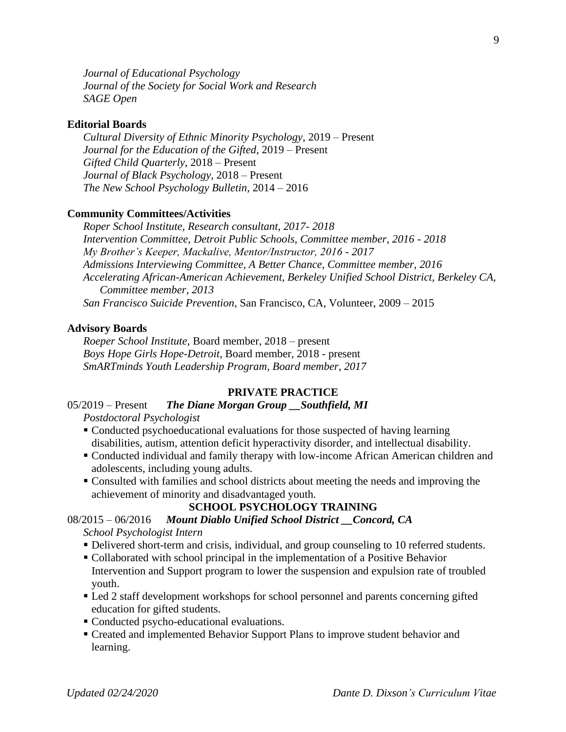*Journal of Educational Psychology*
*Journal of the Society for Social Work and Research*
*SAGE Open*

**Editorial Boards**

*Cultural Diversity of Ethnic Minority Psychology*, 2019 – Present
*Journal for the Education of the Gifted*, 2019 – Present
*Gifted Child Quarterly*, 2018 – Present
*Journal of Black Psychology*, 2018 – Present
*The New School Psychology Bulletin,* 2014 – 2016

**Community Committees/Activities**

*Roper School Institute, Research consultant, 2017- 2018*
*Intervention Committee, Detroit Public Schools, Committee member, 2016 - 2018*
*My Brother's Keeper, Mackalive, Mentor/Instructor, 2016 - 2017*
*Admissions Interviewing Committee, A Better Chance, Committee member, 2016*
*Accelerating African-American Achievement, Berkeley Unified School District, Berkeley CA, Committee member, 2013*
*San Francisco Suicide Prevention*, San Francisco, CA, Volunteer, 2009 – 2015

**Advisory Boards**

*Roeper School Institute,* Board member, 2018 – present
*Boys Hope Girls Hope-Detroit*, Board member, 2018 - present
*SmARTminds Youth Leadership Program, Board member, 2017*

## PRIVATE PRACTICE

05/2019 – Present ***The Diane Morgan Group __Southfield, MI***
*Postdoctoral Psychologist*

- Conducted psychoeducational evaluations for those suspected of having learning disabilities, autism, attention deficit hyperactivity disorder, and intellectual disability.
- Conducted individual and family therapy with low-income African American children and adolescents, including young adults.
- Consulted with families and school districts about meeting the needs and improving the achievement of minority and disadvantaged youth.

## SCHOOL PSYCHOLOGY TRAINING

08/2015 – 06/2016 ***Mount Diablo Unified School District __Concord, CA***
*School Psychologist Intern*

- Delivered short-term and crisis, individual, and group counseling to 10 referred students.
- Collaborated with school principal in the implementation of a Positive Behavior Intervention and Support program to lower the suspension and expulsion rate of troubled youth.
- Led 2 staff development workshops for school personnel and parents concerning gifted education for gifted students.
- Conducted psycho-educational evaluations.
- Created and implemented Behavior Support Plans to improve student behavior and learning.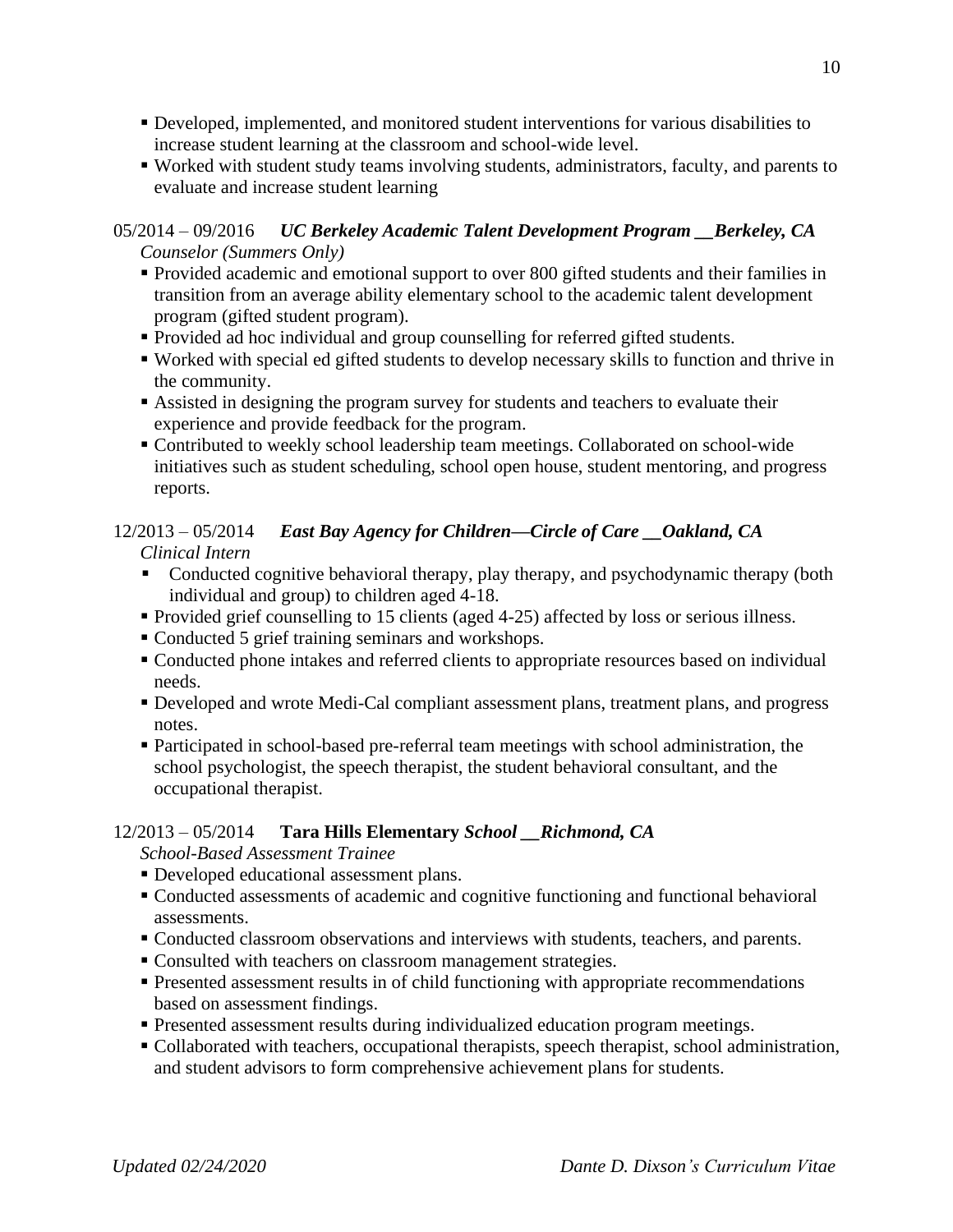- Developed, implemented, and monitored student interventions for various disabilities to increase student learning at the classroom and school-wide level.
- Worked with student study teams involving students, administrators, faculty, and parents to evaluate and increase student learning

05/2014 – 09/2016 ***UC Berkeley Academic Talent Development Program __Berkeley, CA***
*Counselor (Summers Only)*

- Provided academic and emotional support to over 800 gifted students and their families in transition from an average ability elementary school to the academic talent development program (gifted student program).
- Provided ad hoc individual and group counselling for referred gifted students.
- Worked with special ed gifted students to develop necessary skills to function and thrive in the community.
- Assisted in designing the program survey for students and teachers to evaluate their experience and provide feedback for the program.
- Contributed to weekly school leadership team meetings. Collaborated on school-wide initiatives such as student scheduling, school open house, student mentoring, and progress reports.

12/2013 – 05/2014 ***East Bay Agency for Children—Circle of Care __Oakland, CA***
*Clinical Intern*

- Conducted cognitive behavioral therapy, play therapy, and psychodynamic therapy (both individual and group) to children aged 4-18.
- Provided grief counselling to 15 clients (aged 4-25) affected by loss or serious illness.
- Conducted 5 grief training seminars and workshops.
- Conducted phone intakes and referred clients to appropriate resources based on individual needs.
- Developed and wrote Medi-Cal compliant assessment plans, treatment plans, and progress notes.
- Participated in school-based pre-referral team meetings with school administration, the school psychologist, the speech therapist, the student behavioral consultant, and the occupational therapist.

12/2013 – 05/2014 **Tara Hills Elementary** ***School __Richmond, CA***
*School-Based Assessment Trainee*

- Developed educational assessment plans.
- Conducted assessments of academic and cognitive functioning and functional behavioral assessments.
- Conducted classroom observations and interviews with students, teachers, and parents.
- Consulted with teachers on classroom management strategies.
- Presented assessment results in of child functioning with appropriate recommendations based on assessment findings.
- Presented assessment results during individualized education program meetings.
- Collaborated with teachers, occupational therapists, speech therapist, school administration, and student advisors to form comprehensive achievement plans for students.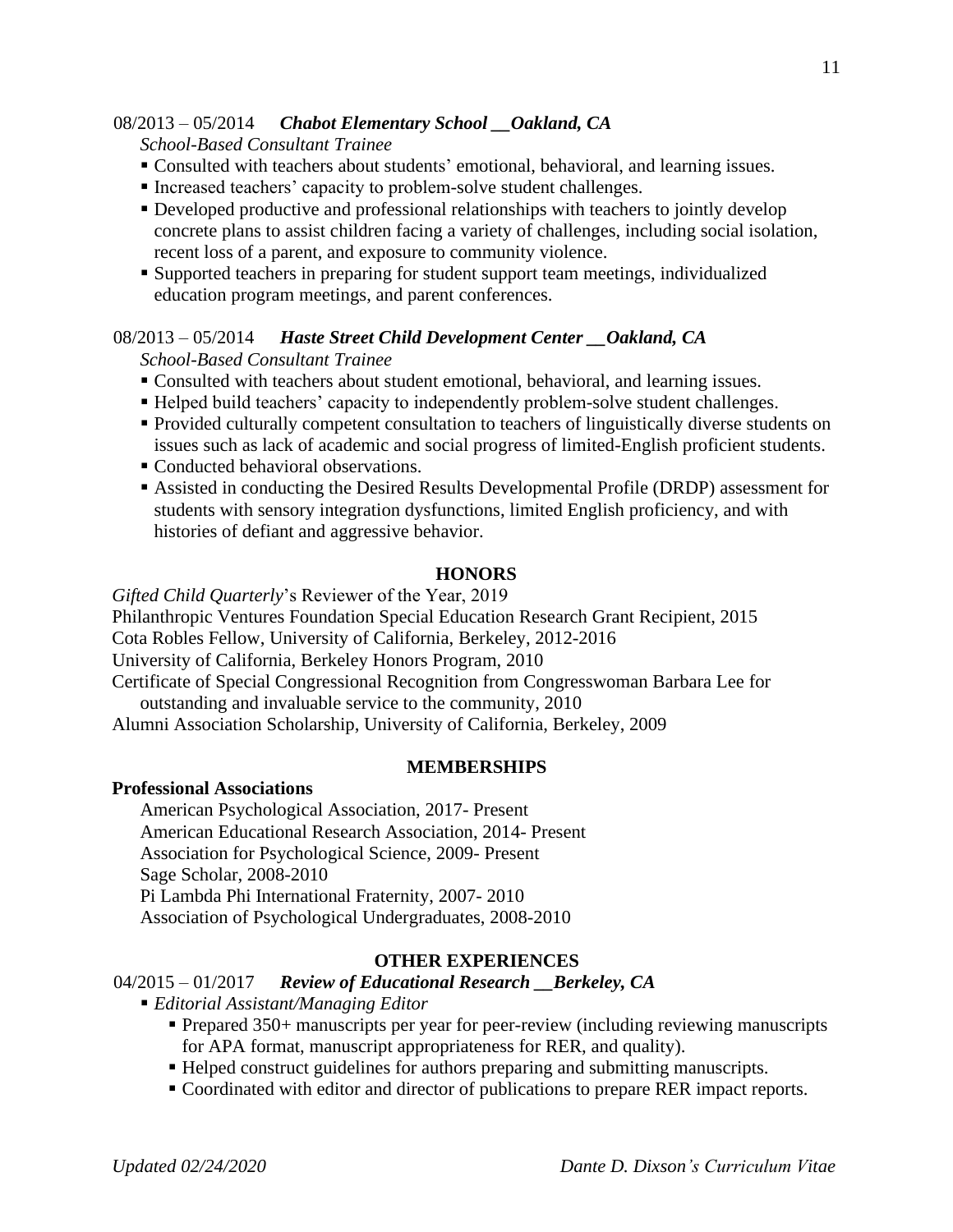08/2013 – 05/2014 ***Chabot Elementary School __Oakland, CA***

*School-Based Consultant Trainee*

- Consulted with teachers about students' emotional, behavioral, and learning issues.
- Increased teachers' capacity to problem-solve student challenges.
- Developed productive and professional relationships with teachers to jointly develop concrete plans to assist children facing a variety of challenges, including social isolation, recent loss of a parent, and exposure to community violence.
- Supported teachers in preparing for student support team meetings, individualized education program meetings, and parent conferences.

08/2013 – 05/2014 ***Haste Street Child Development Center __Oakland, CA***

*School-Based Consultant Trainee*

- Consulted with teachers about student emotional, behavioral, and learning issues.
- Helped build teachers' capacity to independently problem-solve student challenges.
- Provided culturally competent consultation to teachers of linguistically diverse students on issues such as lack of academic and social progress of limited-English proficient students.
- Conducted behavioral observations.
- Assisted in conducting the Desired Results Developmental Profile (DRDP) assessment for students with sensory integration dysfunctions, limited English proficiency, and with histories of defiant and aggressive behavior.

## HONORS

*Gifted Child Quarterly*'s Reviewer of the Year, 2019

Philanthropic Ventures Foundation Special Education Research Grant Recipient, 2015

Cota Robles Fellow, University of California, Berkeley, 2012-2016

University of California, Berkeley Honors Program, 2010

Certificate of Special Congressional Recognition from Congresswoman Barbara Lee for outstanding and invaluable service to the community, 2010

Alumni Association Scholarship, University of California, Berkeley, 2009

## MEMBERSHIPS

**Professional Associations**

American Psychological Association, 2017- Present

American Educational Research Association, 2014- Present

Association for Psychological Science, 2009- Present

Sage Scholar, 2008-2010

Pi Lambda Phi International Fraternity, 2007- 2010

Association of Psychological Undergraduates, 2008-2010

## OTHER EXPERIENCES

04/2015 – 01/2017 ***Review of Educational Research __Berkeley, CA***

- *Editorial Assistant/Managing Editor*
  - Prepared 350+ manuscripts per year for peer-review (including reviewing manuscripts for APA format, manuscript appropriateness for RER, and quality).
  - Helped construct guidelines for authors preparing and submitting manuscripts.
  - Coordinated with editor and director of publications to prepare RER impact reports.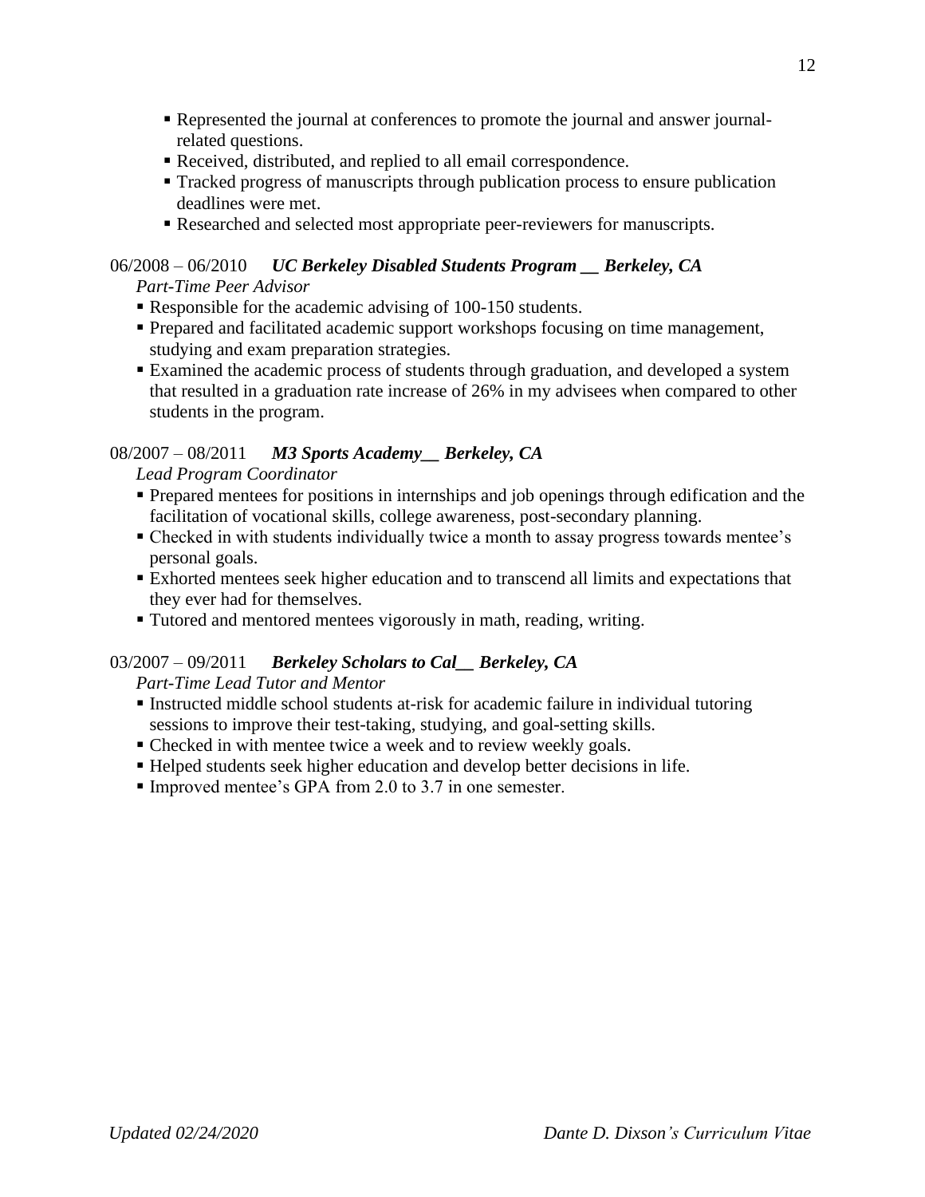- Represented the journal at conferences to promote the journal and answer journal-related questions.
- Received, distributed, and replied to all email correspondence.
- Tracked progress of manuscripts through publication process to ensure publication deadlines were met.
- Researched and selected most appropriate peer-reviewers for manuscripts.

06/2008 – 06/2010 ***UC Berkeley Disabled Students Program __ Berkeley, CA***
*Part-Time Peer Advisor*

- Responsible for the academic advising of 100-150 students.
- Prepared and facilitated academic support workshops focusing on time management, studying and exam preparation strategies.
- Examined the academic process of students through graduation, and developed a system that resulted in a graduation rate increase of 26% in my advisees when compared to other students in the program.

08/2007 – 08/2011 ***M3 Sports Academy__ Berkeley, CA***
*Lead Program Coordinator*

- Prepared mentees for positions in internships and job openings through edification and the facilitation of vocational skills, college awareness, post-secondary planning.
- Checked in with students individually twice a month to assay progress towards mentee's personal goals.
- Exhorted mentees seek higher education and to transcend all limits and expectations that they ever had for themselves.
- Tutored and mentored mentees vigorously in math, reading, writing.

03/2007 – 09/2011 ***Berkeley Scholars to Cal__ Berkeley, CA***
*Part-Time Lead Tutor and Mentor*

- Instructed middle school students at-risk for academic failure in individual tutoring sessions to improve their test-taking, studying, and goal-setting skills.
- Checked in with mentee twice a week and to review weekly goals.
- Helped students seek higher education and develop better decisions in life.
- Improved mentee's GPA from 2.0 to 3.7 in one semester.